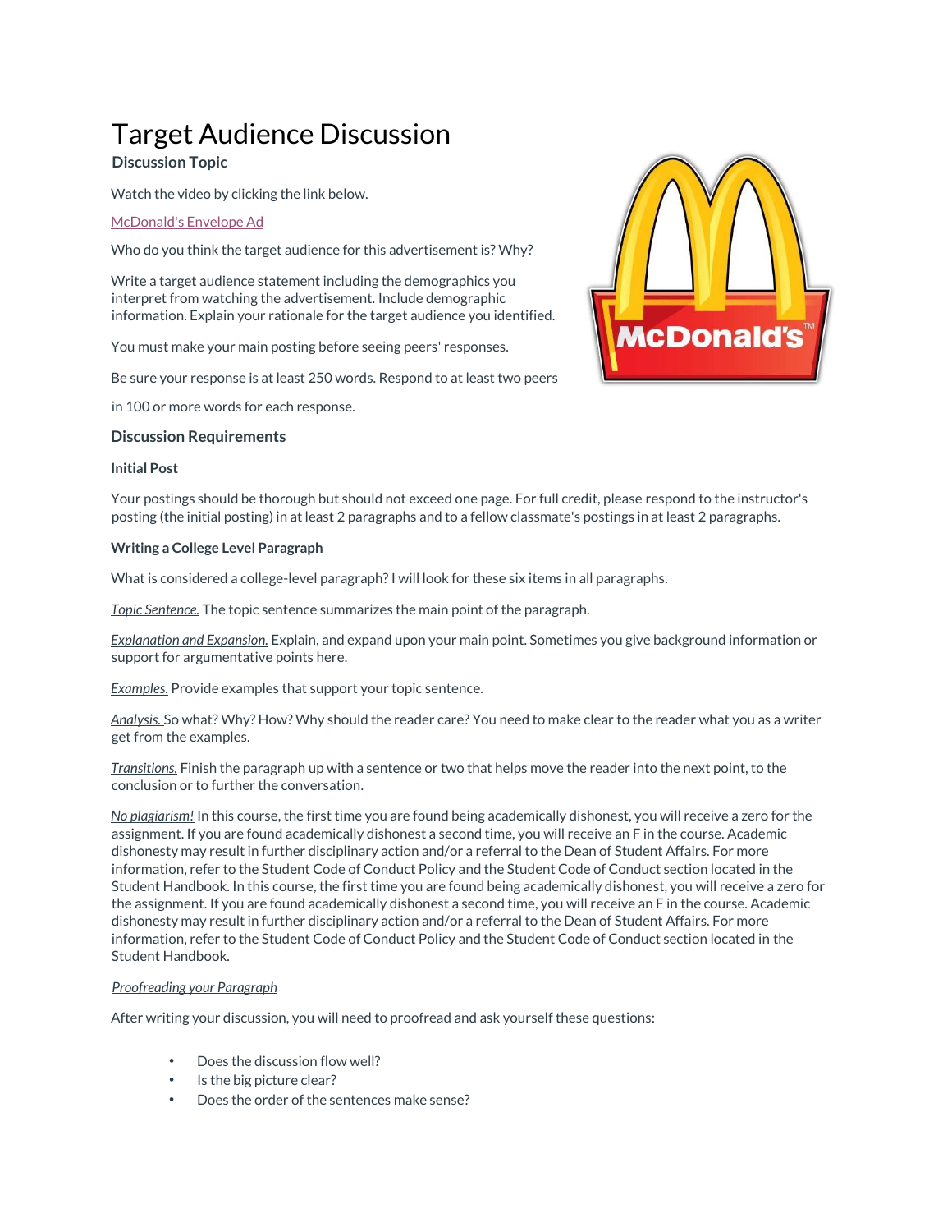# Target Audience Discussion

### Discussion Topic

Watch the video by clicking the link below.

McDonald's Envelope Ad

Who do you think the target audience for this advertisement is? Why?

Write a target audience statement including the demographics you interpret from watching the advertisement. Include demographic information. Explain your rationale for the target audience you identified.

You must make your main posting before seeing peers' responses.

Be sure your response is at least 250 words. Respond to at least two peers

in 100 or more words for each response.

### Discussion Requirements

**Initial Post**

Your postings should be thorough but should not exceed one page. For full credit, please respond to the instructor's posting (the initial posting) in at least 2 paragraphs and to a fellow classmate's postings in at least 2 paragraphs.

**Writing a College Level Paragraph**

What is considered a college-level paragraph? I will look for these six items in all paragraphs.

*Topic Sentence.* The topic sentence summarizes the main point of the paragraph.

*Explanation and Expansion.* Explain, and expand upon your main point. Sometimes you give background information or support for argumentative points here.

*Examples.* Provide examples that support your topic sentence.

*Analysis.* So what? Why? How? Why should the reader care? You need to make clear to the reader what you as a writer get from the examples.

*Transitions.* Finish the paragraph up with a sentence or two that helps move the reader into the next point, to the conclusion or to further the conversation.

*No plagiarism!* In this course, the first time you are found being academically dishonest, you will receive a zero for the assignment. If you are found academically dishonest a second time, you will receive an F in the course. Academic dishonesty may result in further disciplinary action and/or a referral to the Dean of Student Affairs. For more information, refer to the Student Code of Conduct Policy and the Student Code of Conduct section located in the Student Handbook. In this course, the first time you are found being academically dishonest, you will receive a zero for the assignment. If you are found academically dishonest a second time, you will receive an F in the course. Academic dishonesty may result in further disciplinary action and/or a referral to the Dean of Student Affairs. For more information, refer to the Student Code of Conduct Policy and the Student Code of Conduct section located in the Student Handbook.

*Proofreading your Paragraph*

After writing your discussion, you will need to proofread and ask yourself these questions:

- Does the discussion flow well?
- Is the big picture clear?
- Does the order of the sentences make sense?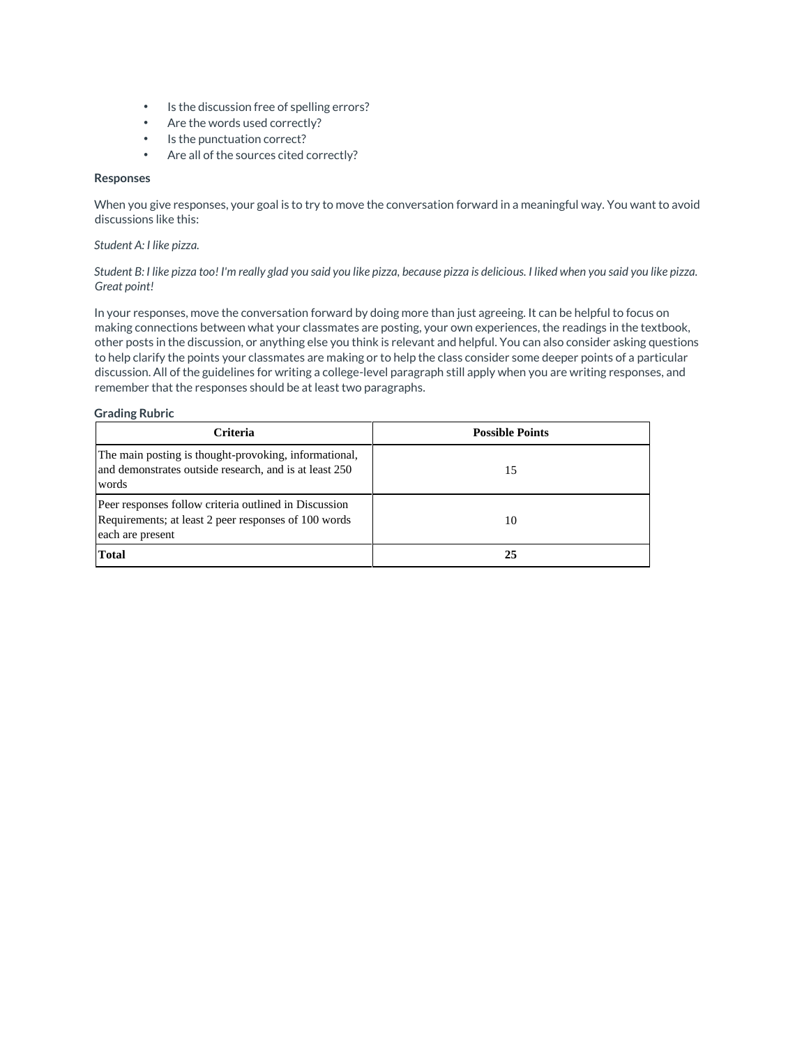- Is the discussion free of spelling errors?
- Are the words used correctly?
- Is the punctuation correct?
- Are all of the sources cited correctly?

**Responses**

When you give responses, your goal is to try to move the conversation forward in a meaningful way. You want to avoid discussions like this:

*Student A: I like pizza.*

*Student B: I like pizza too! I'm really glad you said you like pizza, because pizza is delicious. I liked when you said you like pizza. Great point!*

In your responses, move the conversation forward by doing more than just agreeing. It can be helpful to focus on making connections between what your classmates are posting, your own experiences, the readings in the textbook, other posts in the discussion, or anything else you think is relevant and helpful. You can also consider asking questions to help clarify the points your classmates are making or to help the class consider some deeper points of a particular discussion. All of the guidelines for writing a college-level paragraph still apply when you are writing responses, and remember that the responses should be at least two paragraphs.

**Grading Rubric**

| Criteria | Possible Points |
|---|---|
| The main posting is thought-provoking, informational, and demonstrates outside research, and is at least 250 words | 15 |
| Peer responses follow criteria outlined in Discussion Requirements; at least 2 peer responses of 100 words each are present | 10 |
| **Total** | **25** |